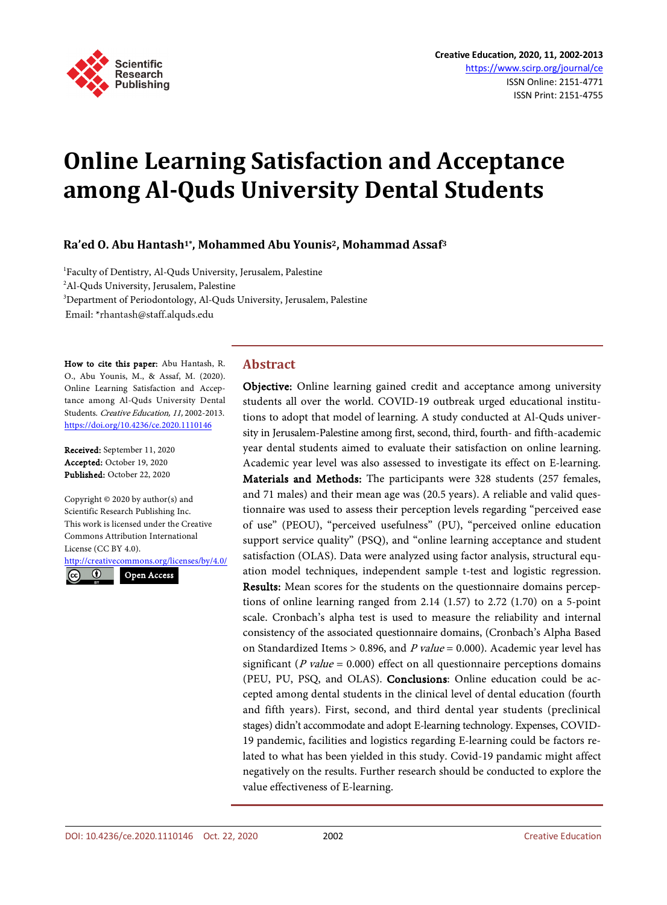# Online Learning Satisfaction and Acceptance among Al-Quds University Dental Students

**Ra'ed O. Abu Hantash[1*], Mohammed Abu Younis[2], Mohammad Assaf[3]**

[1]Faculty of Dentistry, Al-Quds University, Jerusalem, Palestine
[2]Al-Quds University, Jerusalem, Palestine
[3]Department of Periodontology, Al-Quds University, Jerusalem, Palestine
Email: *rhantash@staff.alquds.edu

**How to cite this paper:** Abu Hantash, R. O., Abu Younis, M., & Assaf, M. (2020). Online Learning Satisfaction and Acceptance among Al-Quds University Dental Students. *Creative Education, 11,* 2002-2013.
https://doi.org/10.4236/ce.2020.1110146

**Received:** September 11, 2020
**Accepted:** October 19, 2020
**Published:** October 22, 2020

Copyright © 2020 by author(s) and Scientific Research Publishing Inc.
This work is licensed under the Creative Commons Attribution International License (CC BY 4.0).
http://creativecommons.org/licenses/by/4.0/
Open Access

## Abstract

**Objective:** Online learning gained credit and acceptance among university students all over the world. COVID-19 outbreak urged educational institutions to adopt that model of learning. A study conducted at Al-Quds university in Jerusalem-Palestine among first, second, third, fourth- and fifth-academic year dental students aimed to evaluate their satisfaction on online learning. Academic year level was also assessed to investigate its effect on E-learning. **Materials and Methods:** The participants were 328 students (257 females, and 71 males) and their mean age was (20.5 years). A reliable and valid questionnaire was used to assess their perception levels regarding "perceived ease of use" (PEOU), "perceived usefulness" (PU), "perceived online education support service quality" (PSQ), and "online learning acceptance and student satisfaction (OLAS). Data were analyzed using factor analysis, structural equation model techniques, independent sample t-test and logistic regression. **Results:** Mean scores for the students on the questionnaire domains perceptions of online learning ranged from 2.14 (1.57) to 2.72 (1.70) on a 5-point scale. Cronbach's alpha test is used to measure the reliability and internal consistency of the associated questionnaire domains, (Cronbach's Alpha Based on Standardized Items > 0.896, and *P value* = 0.000). Academic year level has significant (*P value* = 0.000) effect on all questionnaire perceptions domains (PEU, PU, PSQ, and OLAS). **Conclusions**: Online education could be accepted among dental students in the clinical level of dental education (fourth and fifth years). First, second, and third dental year students (preclinical stages) didn't accommodate and adopt E-learning technology. Expenses, COVID-19 pandemic, facilities and logistics regarding E-learning could be factors related to what has been yielded in this study. Covid-19 pandamic might affect negatively on the results. Further research should be conducted to explore the value effectiveness of E-learning.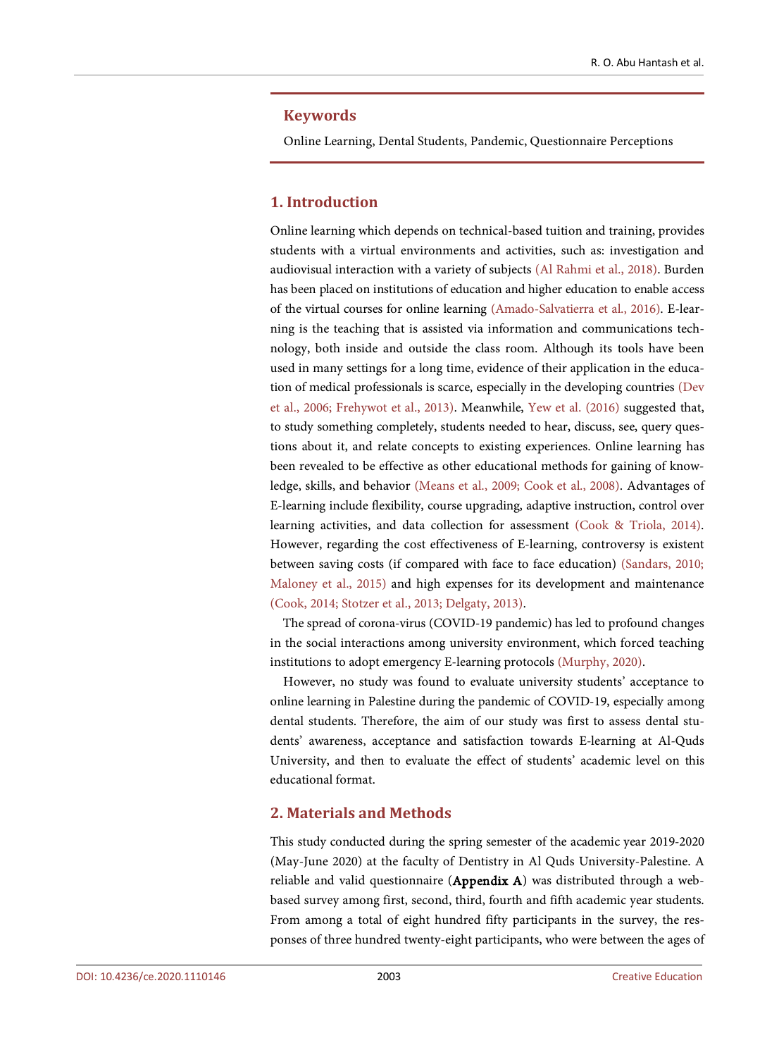## Keywords

Online Learning, Dental Students, Pandemic, Questionnaire Perceptions

## 1. Introduction

Online learning which depends on technical-based tuition and training, provides students with a virtual environments and activities, such as: investigation and audiovisual interaction with a variety of subjects (Al Rahmi et al., 2018). Burden has been placed on institutions of education and higher education to enable access of the virtual courses for online learning (Amado-Salvatierra et al., 2016). E-learning is the teaching that is assisted via information and communications technology, both inside and outside the class room. Although its tools have been used in many settings for a long time, evidence of their application in the education of medical professionals is scarce, especially in the developing countries (Dev et al., 2006; Frehywot et al., 2013). Meanwhile, Yew et al. (2016) suggested that, to study something completely, students needed to hear, discuss, see, query questions about it, and relate concepts to existing experiences. Online learning has been revealed to be effective as other educational methods for gaining of knowledge, skills, and behavior (Means et al., 2009; Cook et al., 2008). Advantages of E-learning include flexibility, course upgrading, adaptive instruction, control over learning activities, and data collection for assessment (Cook & Triola, 2014). However, regarding the cost effectiveness of E-learning, controversy is existent between saving costs (if compared with face to face education) (Sandars, 2010; Maloney et al., 2015) and high expenses for its development and maintenance (Cook, 2014; Stotzer et al., 2013; Delgaty, 2013).

The spread of corona-virus (COVID-19 pandemic) has led to profound changes in the social interactions among university environment, which forced teaching institutions to adopt emergency E-learning protocols (Murphy, 2020).

However, no study was found to evaluate university students' acceptance to online learning in Palestine during the pandemic of COVID-19, especially among dental students. Therefore, the aim of our study was first to assess dental students' awareness, acceptance and satisfaction towards E-learning at Al-Quds University, and then to evaluate the effect of students' academic level on this educational format.

## 2. Materials and Methods

This study conducted during the spring semester of the academic year 2019-2020 (May-June 2020) at the faculty of Dentistry in Al Quds University-Palestine. A reliable and valid questionnaire (**Appendix A**) was distributed through a web-based survey among first, second, third, fourth and fifth academic year students. From among a total of eight hundred fifty participants in the survey, the responses of three hundred twenty-eight participants, who were between the ages of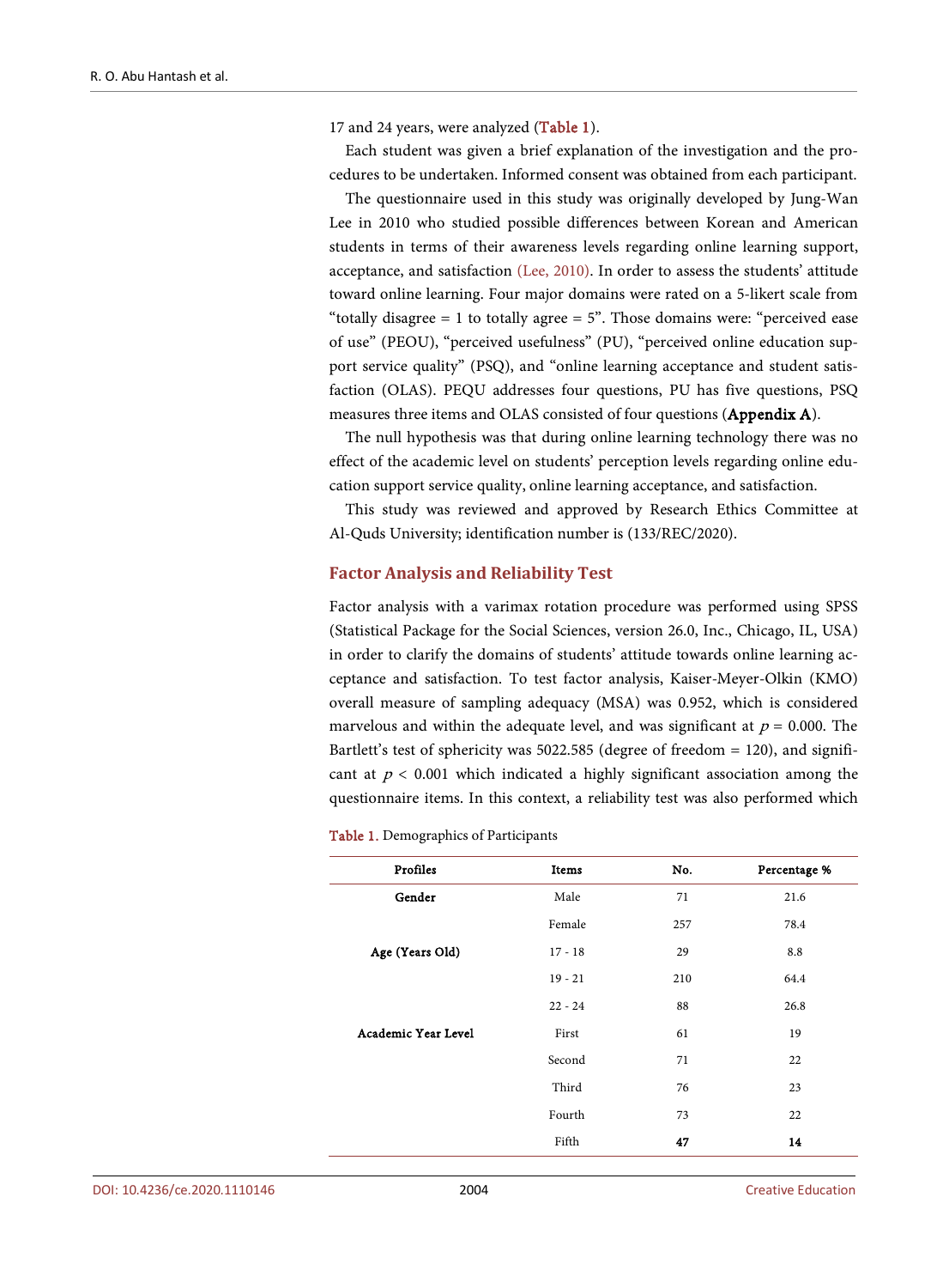17 and 24 years, were analyzed (**Table 1**).

Each student was given a brief explanation of the investigation and the procedures to be undertaken. Informed consent was obtained from each participant.

The questionnaire used in this study was originally developed by Jung-Wan Lee in 2010 who studied possible differences between Korean and American students in terms of their awareness levels regarding online learning support, acceptance, and satisfaction (Lee, 2010). In order to assess the students' attitude toward online learning. Four major domains were rated on a 5-likert scale from "totally disagree = 1 to totally agree = 5". Those domains were: "perceived ease of use" (PEOU), "perceived usefulness" (PU), "perceived online education support service quality" (PSQ), and "online learning acceptance and student satisfaction (OLAS). PEQU addresses four questions, PU has five questions, PSQ measures three items and OLAS consisted of four questions (**Appendix A**).

The null hypothesis was that during online learning technology there was no effect of the academic level on students' perception levels regarding online education support service quality, online learning acceptance, and satisfaction.

This study was reviewed and approved by Research Ethics Committee at Al-Quds University; identification number is (133/REC/2020).

## Factor Analysis and Reliability Test

Factor analysis with a varimax rotation procedure was performed using SPSS (Statistical Package for the Social Sciences, version 26.0, Inc., Chicago, IL, USA) in order to clarify the domains of students' attitude towards online learning acceptance and satisfaction. To test factor analysis, Kaiser-Meyer-Olkin (KMO) overall measure of sampling adequacy (MSA) was 0.952, which is considered marvelous and within the adequate level, and was significant at $p = 0.000$. The Bartlett's test of sphericity was 5022.585 (degree of freedom = 120), and significant at $p < 0.001$ which indicated a highly significant association among the questionnaire items. In this context, a reliability test was also performed which

**Table 1.** Demographics of Participants

| Profiles | Items | No. | Percentage % |
|---|---|---|---|
| **Gender** | Male | 71 | 21.6 |
| | Female | 257 | 78.4 |
| **Age (Years Old)** | 17 - 18 | 29 | 8.8 |
| | 19 - 21 | 210 | 64.4 |
| | 22 - 24 | 88 | 26.8 |
| **Academic Year Level** | First | 61 | 19 |
| | Second | 71 | 22 |
| | Third | 76 | 23 |
| | Fourth | 73 | 22 |
| | Fifth | **47** | **14** |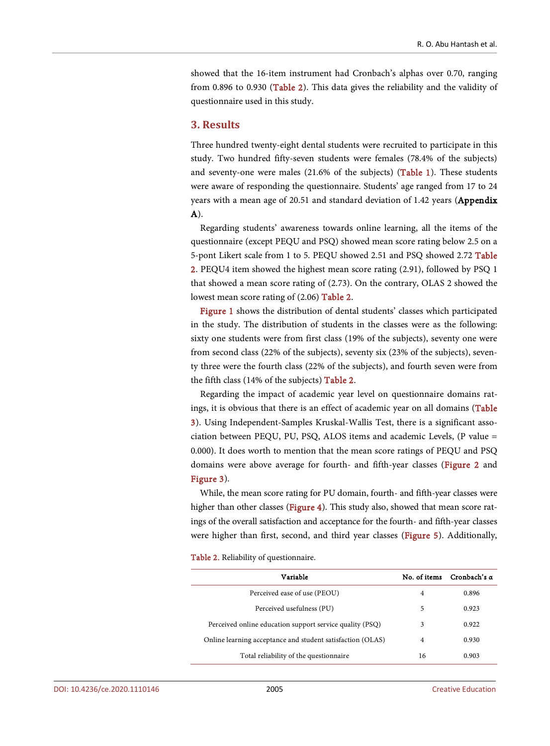showed that the 16-item instrument had Cronbach's alphas over 0.70, ranging from 0.896 to 0.930 (Table 2). This data gives the reliability and the validity of questionnaire used in this study.

## 3. Results

Three hundred twenty-eight dental students were recruited to participate in this study. Two hundred fifty-seven students were females (78.4% of the subjects) and seventy-one were males (21.6% of the subjects) (Table 1). These students were aware of responding the questionnaire. Students' age ranged from 17 to 24 years with a mean age of 20.51 and standard deviation of 1.42 years (**Appendix A**).

Regarding students' awareness towards online learning, all the items of the questionnaire (except PEQU and PSQ) showed mean score rating below 2.5 on a 5-pont Likert scale from 1 to 5. PEQU showed 2.51 and PSQ showed 2.72 Table 2. PEQU4 item showed the highest mean score rating (2.91), followed by PSQ 1 that showed a mean score rating of (2.73). On the contrary, OLAS 2 showed the lowest mean score rating of (2.06) Table 2.

Figure 1 shows the distribution of dental students' classes which participated in the study. The distribution of students in the classes were as the following: sixty one students were from first class (19% of the subjects), seventy one were from second class (22% of the subjects), seventy six (23% of the subjects), seventy three were the fourth class (22% of the subjects), and fourth seven were from the fifth class (14% of the subjects) Table 2.

Regarding the impact of academic year level on questionnaire domains ratings, it is obvious that there is an effect of academic year on all domains (Table 3). Using Independent-Samples Kruskal-Wallis Test, there is a significant association between PEQU, PU, PSQ, ALOS items and academic Levels, (P value = 0.000). It does worth to mention that the mean score ratings of PEQU and PSQ domains were above average for fourth- and fifth-year classes (Figure 2 and Figure 3).

While, the mean score rating for PU domain, fourth- and fifth-year classes were higher than other classes (Figure 4). This study also, showed that mean score ratings of the overall satisfaction and acceptance for the fourth- and fifth-year classes were higher than first, second, and third year classes (Figure 5). Additionally,

Table 2. Reliability of questionnaire.

| Variable | No. of items | Cronbach's α |
|---|---|---|
| Perceived ease of use (PEOU) | 4 | 0.896 |
| Perceived usefulness (PU) | 5 | 0.923 |
| Perceived online education support service quality (PSQ) | 3 | 0.922 |
| Online learning acceptance and student satisfaction (OLAS) | 4 | 0.930 |
| Total reliability of the questionnaire | 16 | 0.903 |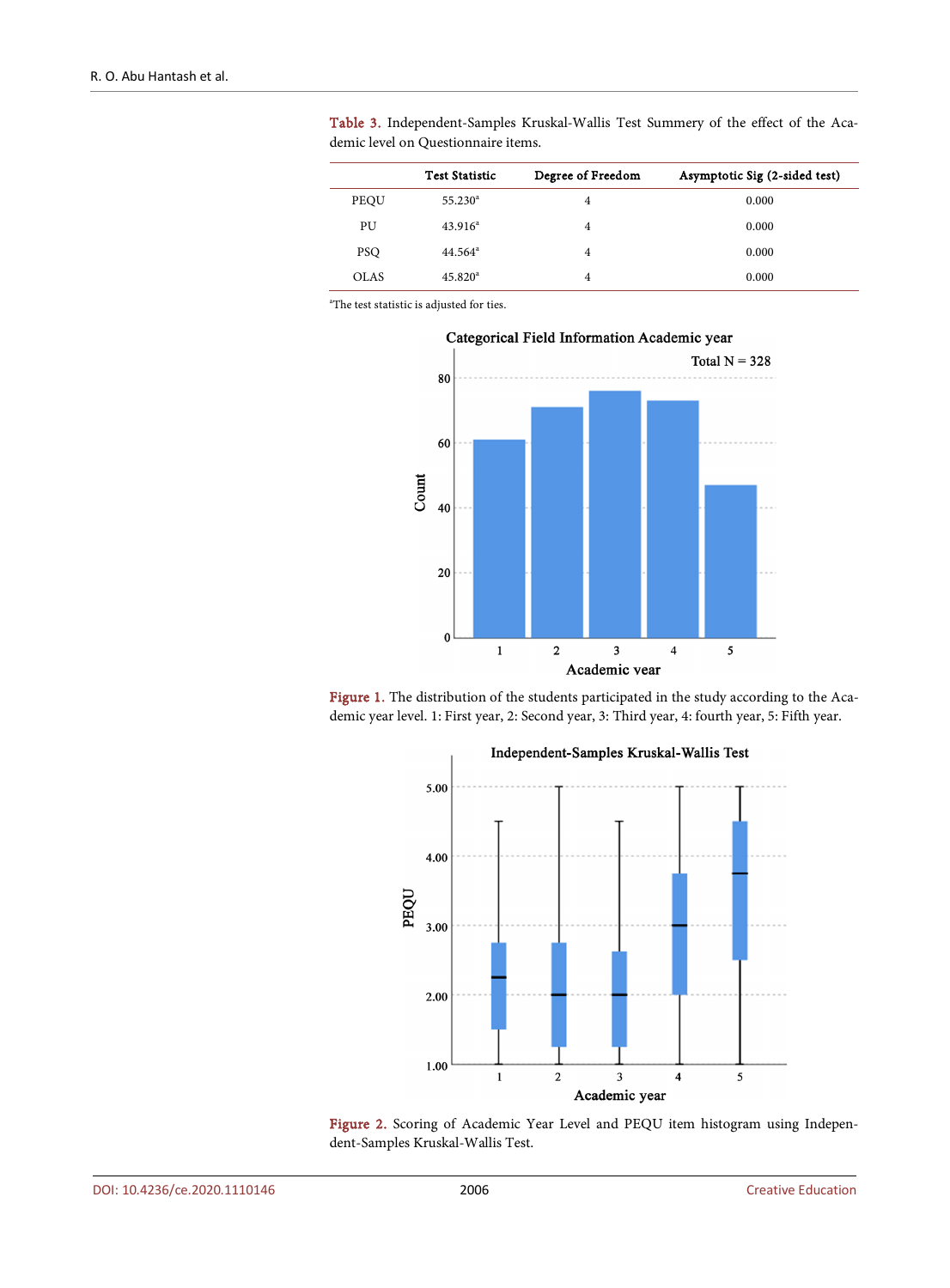Table 3. Independent-Samples Kruskal-Wallis Test Summery of the effect of the Academic level on Questionnaire items.

| | Test Statistic | Degree of Freedom | Asymptotic Sig (2-sided test) |
|---|---|---|---|
| PEQU | 55.230[a] | 4 | 0.000 |
| PU | 43.916[a] | 4 | 0.000 |
| PSQ | 44.564[a] | 4 | 0.000 |
| OLAS | 45.820[a] | 4 | 0.000 |

[a]The test statistic is adjusted for ties.

Figure 1. The distribution of the students participated in the study according to the Academic year level. 1: First year, 2: Second year, 3: Third year, 4: fourth year, 5: Fifth year.

Figure 2. Scoring of Academic Year Level and PEQU item histogram using Independent-Samples Kruskal-Wallis Test.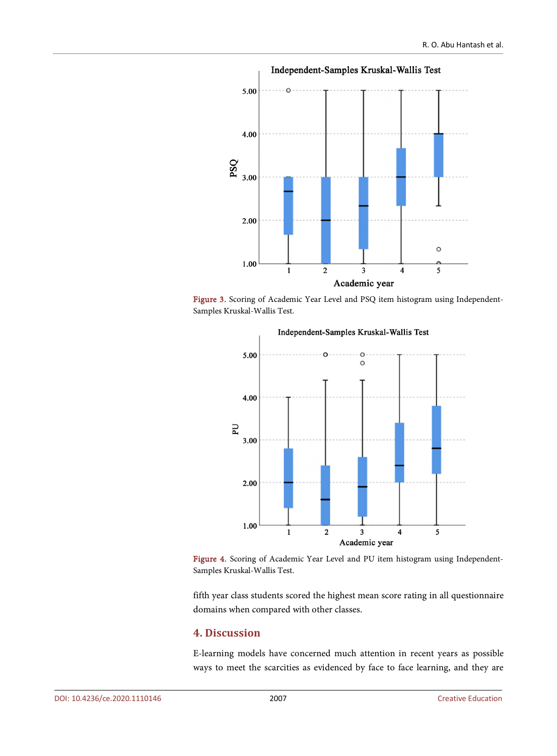Figure 3. Scoring of Academic Year Level and PSQ item histogram using Independent-Samples Kruskal-Wallis Test.

Figure 4. Scoring of Academic Year Level and PU item histogram using Independent-Samples Kruskal-Wallis Test.

fifth year class students scored the highest mean score rating in all questionnaire domains when compared with other classes.

## 4. Discussion

E-learning models have concerned much attention in recent years as possible ways to meet the scarcities as evidenced by face to face learning, and they are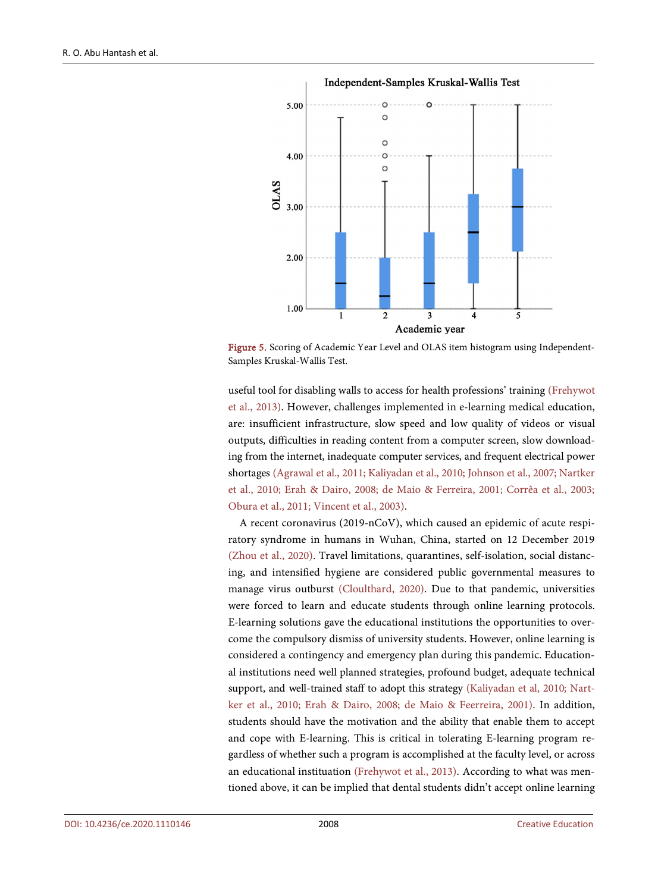Figure 5. Scoring of Academic Year Level and OLAS item histogram using Independent-Samples Kruskal-Wallis Test.

useful tool for disabling walls to access for health professions' training (Frehywot et al., 2013). However, challenges implemented in e-learning medical education, are: insufficient infrastructure, slow speed and low quality of videos or visual outputs, difficulties in reading content from a computer screen, slow downloading from the internet, inadequate computer services, and frequent electrical power shortages (Agrawal et al., 2011; Kaliyadan et al., 2010; Johnson et al., 2007; Nartker et al., 2010; Erah & Dairo, 2008; de Maio & Ferreira, 2001; Corrêa et al., 2003; Obura et al., 2011; Vincent et al., 2003).

A recent coronavirus (2019-nCoV), which caused an epidemic of acute respiratory syndrome in humans in Wuhan, China, started on 12 December 2019 (Zhou et al., 2020). Travel limitations, quarantines, self-isolation, social distancing, and intensified hygiene are considered public governmental measures to manage virus outburst (Cloulthard, 2020). Due to that pandemic, universities were forced to learn and educate students through online learning protocols. E-learning solutions gave the educational institutions the opportunities to overcome the compulsory dismiss of university students. However, online learning is considered a contingency and emergency plan during this pandemic. Educational institutions need well planned strategies, profound budget, adequate technical support, and well-trained staff to adopt this strategy (Kaliyadan et al, 2010; Nartker et al., 2010; Erah & Dairo, 2008; de Maio & Feerreira, 2001). In addition, students should have the motivation and the ability that enable them to accept and cope with E-learning. This is critical in tolerating E-learning program regardless of whether such a program is accomplished at the faculty level, or across an educational instituation (Frehywot et al., 2013). According to what was mentioned above, it can be implied that dental students didn't accept online learning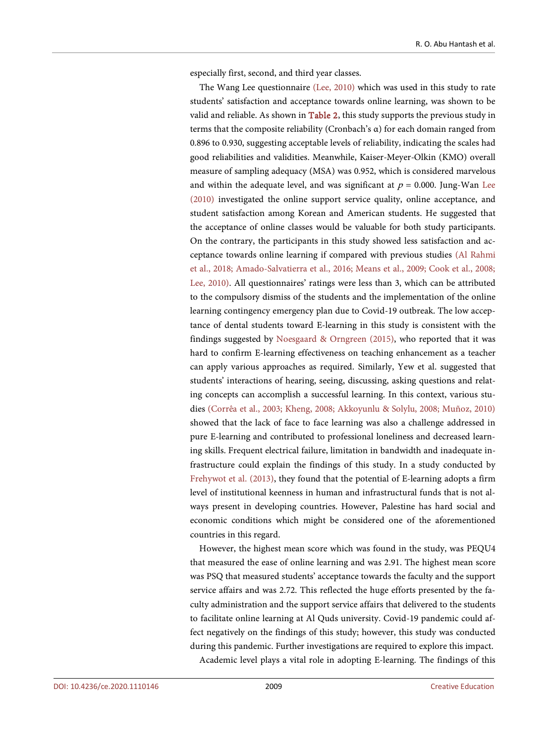especially first, second, and third year classes.

The Wang Lee questionnaire (Lee, 2010) which was used in this study to rate students' satisfaction and acceptance towards online learning, was shown to be valid and reliable. As shown in Table 2, this study supports the previous study in terms that the composite reliability (Cronbach's α) for each domain ranged from 0.896 to 0.930, suggesting acceptable levels of reliability, indicating the scales had good reliabilities and validities. Meanwhile, Kaiser-Meyer-Olkin (KMO) overall measure of sampling adequacy (MSA) was 0.952, which is considered marvelous and within the adequate level, and was significant at $p = 0.000$. Jung-Wan Lee (2010) investigated the online support service quality, online acceptance, and student satisfaction among Korean and American students. He suggested that the acceptance of online classes would be valuable for both study participants. On the contrary, the participants in this study showed less satisfaction and acceptance towards online learning if compared with previous studies (Al Rahmi et al., 2018; Amado-Salvatierra et al., 2016; Means et al., 2009; Cook et al., 2008; Lee, 2010). All questionnaires' ratings were less than 3, which can be attributed to the compulsory dismiss of the students and the implementation of the online learning contingency emergency plan due to Covid-19 outbreak. The low acceptance of dental students toward E-learning in this study is consistent with the findings suggested by Noesgaard & Orngreen (2015), who reported that it was hard to confirm E-learning effectiveness on teaching enhancement as a teacher can apply various approaches as required. Similarly, Yew et al. suggested that students' interactions of hearing, seeing, discussing, asking questions and relating concepts can accomplish a successful learning. In this context, various studies (Corrêa et al., 2003; Kheng, 2008; Akkoyunlu & Solylu, 2008; Muñoz, 2010) showed that the lack of face to face learning was also a challenge addressed in pure E-learning and contributed to professional loneliness and decreased learning skills. Frequent electrical failure, limitation in bandwidth and inadequate infrastructure could explain the findings of this study. In a study conducted by Frehywot et al. (2013), they found that the potential of E-learning adopts a firm level of institutional keenness in human and infrastructural funds that is not always present in developing countries. However, Palestine has hard social and economic conditions which might be considered one of the aforementioned countries in this regard.

However, the highest mean score which was found in the study, was PEQU4 that measured the ease of online learning and was 2.91. The highest mean score was PSQ that measured students' acceptance towards the faculty and the support service affairs and was 2.72. This reflected the huge efforts presented by the faculty administration and the support service affairs that delivered to the students to facilitate online learning at Al Quds university. Covid-19 pandemic could affect negatively on the findings of this study; however, this study was conducted during this pandemic. Further investigations are required to explore this impact.

Academic level plays a vital role in adopting E-learning. The findings of this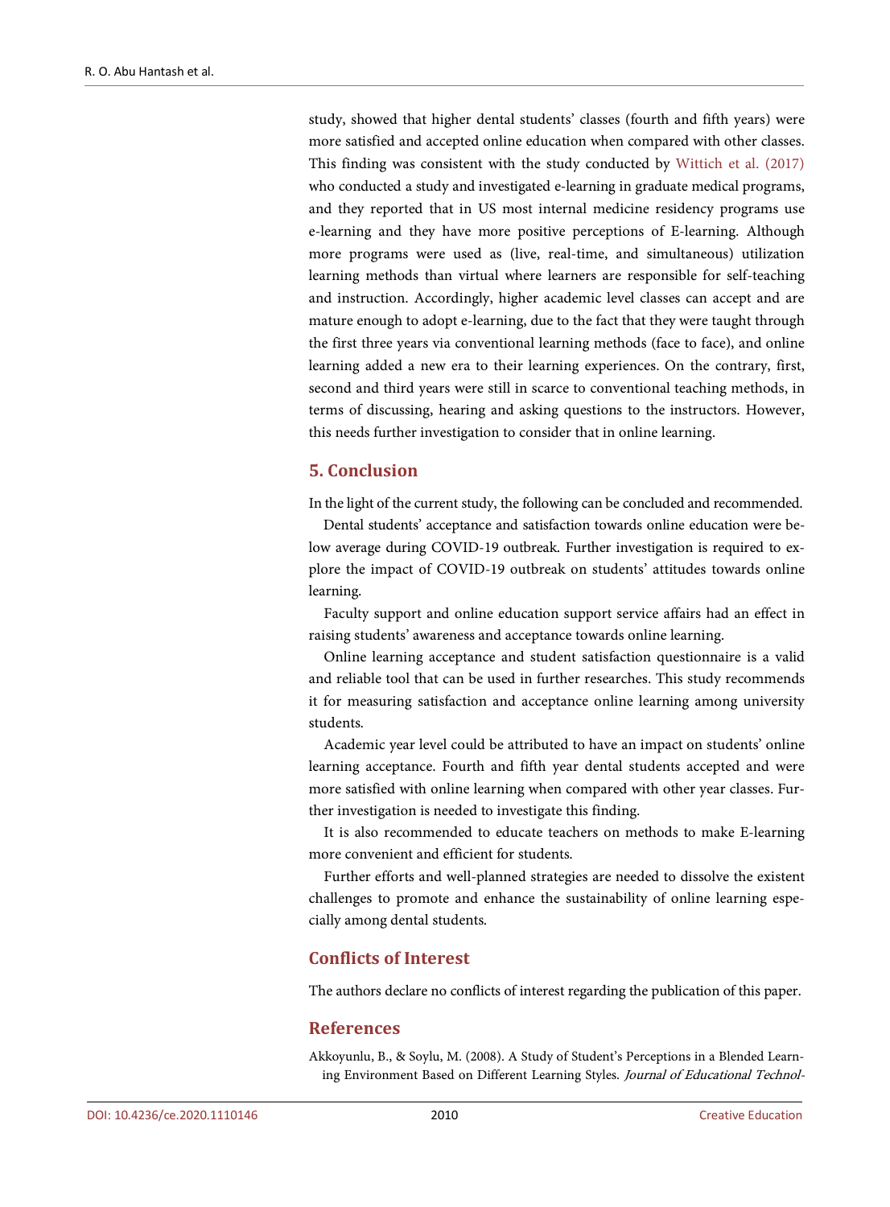study, showed that higher dental students' classes (fourth and fifth years) were more satisfied and accepted online education when compared with other classes. This finding was consistent with the study conducted by Wittich et al. (2017) who conducted a study and investigated e-learning in graduate medical programs, and they reported that in US most internal medicine residency programs use e-learning and they have more positive perceptions of E-learning. Although more programs were used as (live, real-time, and simultaneous) utilization learning methods than virtual where learners are responsible for self-teaching and instruction. Accordingly, higher academic level classes can accept and are mature enough to adopt e-learning, due to the fact that they were taught through the first three years via conventional learning methods (face to face), and online learning added a new era to their learning experiences. On the contrary, first, second and third years were still in scarce to conventional teaching methods, in terms of discussing, hearing and asking questions to the instructors. However, this needs further investigation to consider that in online learning.

## 5. Conclusion

In the light of the current study, the following can be concluded and recommended.

Dental students' acceptance and satisfaction towards online education were below average during COVID-19 outbreak. Further investigation is required to explore the impact of COVID-19 outbreak on students' attitudes towards online learning.

Faculty support and online education support service affairs had an effect in raising students' awareness and acceptance towards online learning.

Online learning acceptance and student satisfaction questionnaire is a valid and reliable tool that can be used in further researches. This study recommends it for measuring satisfaction and acceptance online learning among university students.

Academic year level could be attributed to have an impact on students' online learning acceptance. Fourth and fifth year dental students accepted and were more satisfied with online learning when compared with other year classes. Further investigation is needed to investigate this finding.

It is also recommended to educate teachers on methods to make E-learning more convenient and efficient for students.

Further efforts and well-planned strategies are needed to dissolve the existent challenges to promote and enhance the sustainability of online learning especially among dental students.

## Conflicts of Interest

The authors declare no conflicts of interest regarding the publication of this paper.

## References

Akkoyunlu, B., & Soylu, M. (2008). A Study of Student's Perceptions in a Blended Learning Environment Based on Different Learning Styles. *Journal of Educational Technol-*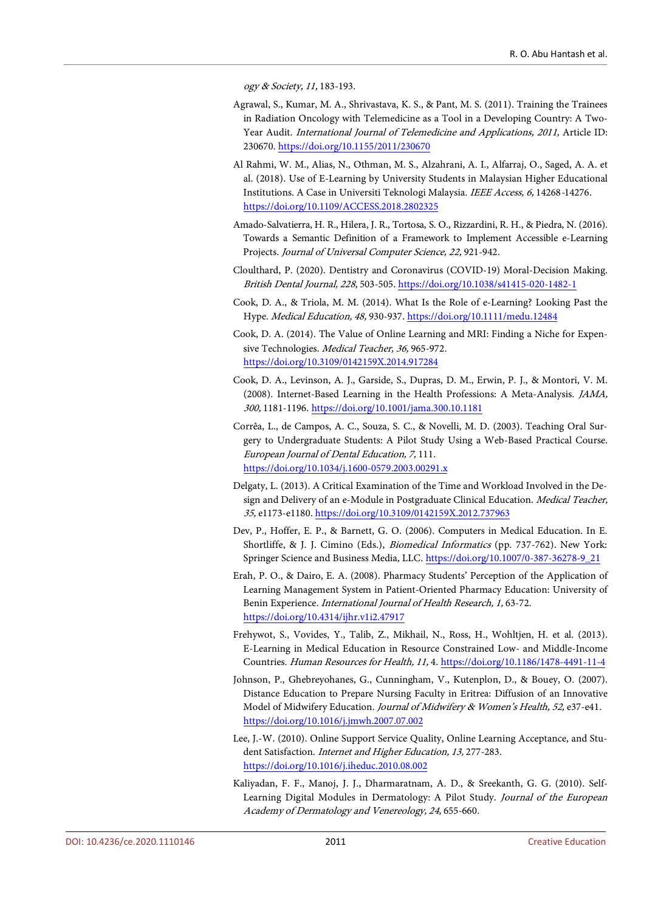*ogy & Society, 11,* 183-193.

Agrawal, S., Kumar, M. A., Shrivastava, K. S., & Pant, M. S. (2011). Training the Trainees in Radiation Oncology with Telemedicine as a Tool in a Developing Country: A Two-Year Audit. *International Journal of Telemedicine and Applications, 2011,* Article ID: 230670. https://doi.org/10.1155/2011/230670

Al Rahmi, W. M., Alias, N., Othman, M. S., Alzahrani, A. I., Alfarraj, O., Saged, A. A. et al. (2018). Use of E-Learning by University Students in Malaysian Higher Educational Institutions. A Case in Universiti Teknologi Malaysia. *IEEE Access, 6,* 14268-14276. https://doi.org/10.1109/ACCESS.2018.2802325

Amado-Salvatierra, H. R., Hilera, J. R., Tortosa, S. O., Rizzardini, R. H., & Piedra, N. (2016). Towards a Semantic Definition of a Framework to Implement Accessible e-Learning Projects. *Journal of Universal Computer Science, 22,* 921-942.

Cloulthard, P. (2020). Dentistry and Coronavirus (COVID-19) Moral-Decision Making. *British Dental Journal, 228,* 503-505. https://doi.org/10.1038/s41415-020-1482-1

Cook, D. A., & Triola, M. M. (2014). What Is the Role of e-Learning? Looking Past the Hype. *Medical Education, 48,* 930-937. https://doi.org/10.1111/medu.12484

Cook, D. A. (2014). The Value of Online Learning and MRI: Finding a Niche for Expensive Technologies. *Medical Teacher, 36,* 965-972. https://doi.org/10.3109/0142159X.2014.917284

Cook, D. A., Levinson, A. J., Garside, S., Dupras, D. M., Erwin, P. J., & Montori, V. M. (2008). Internet-Based Learning in the Health Professions: A Meta-Analysis. *JAMA, 300,* 1181-1196. https://doi.org/10.1001/jama.300.10.1181

Corrêa, L., de Campos, A. C., Souza, S. C., & Novelli, M. D. (2003). Teaching Oral Surgery to Undergraduate Students: A Pilot Study Using a Web-Based Practical Course. *European Journal of Dental Education, 7,* 111. https://doi.org/10.1034/j.1600-0579.2003.00291.x

Delgaty, L. (2013). A Critical Examination of the Time and Workload Involved in the Design and Delivery of an e-Module in Postgraduate Clinical Education. *Medical Teacher, 35,* e1173-e1180. https://doi.org/10.3109/0142159X.2012.737963

Dev, P., Hoffer, E. P., & Barnett, G. O. (2006). Computers in Medical Education. In E. Shortliffe, & J. J. Cimino (Eds.), *Biomedical Informatics* (pp. 737-762). New York: Springer Science and Business Media, LLC. https://doi.org/10.1007/0-387-36278-9_21

Erah, P. O., & Dairo, E. A. (2008). Pharmacy Students' Perception of the Application of Learning Management System in Patient-Oriented Pharmacy Education: University of Benin Experience. *International Journal of Health Research, 1,* 63-72. https://doi.org/10.4314/ijhr.v1i2.47917

Frehywot, S., Vovides, Y., Talib, Z., Mikhail, N., Ross, H., Wohltjen, H. et al. (2013). E-Learning in Medical Education in Resource Constrained Low- and Middle-Income Countries. *Human Resources for Health, 11,* 4. https://doi.org/10.1186/1478-4491-11-4

Johnson, P., Ghebreyohanes, G., Cunningham, V., Kutenplon, D., & Bouey, O. (2007). Distance Education to Prepare Nursing Faculty in Eritrea: Diffusion of an Innovative Model of Midwifery Education. *Journal of Midwifery & Women's Health, 52,* e37-e41. https://doi.org/10.1016/j.jmwh.2007.07.002

Lee, J.-W. (2010). Online Support Service Quality, Online Learning Acceptance, and Student Satisfaction. *Internet and Higher Education, 13,* 277-283. https://doi.org/10.1016/j.iheduc.2010.08.002

Kaliyadan, F. F., Manoj, J. J., Dharmaratnam, A. D., & Sreekanth, G. G. (2010). Self-Learning Digital Modules in Dermatology: A Pilot Study. *Journal of the European Academy of Dermatology and Venereology, 24,* 655-660.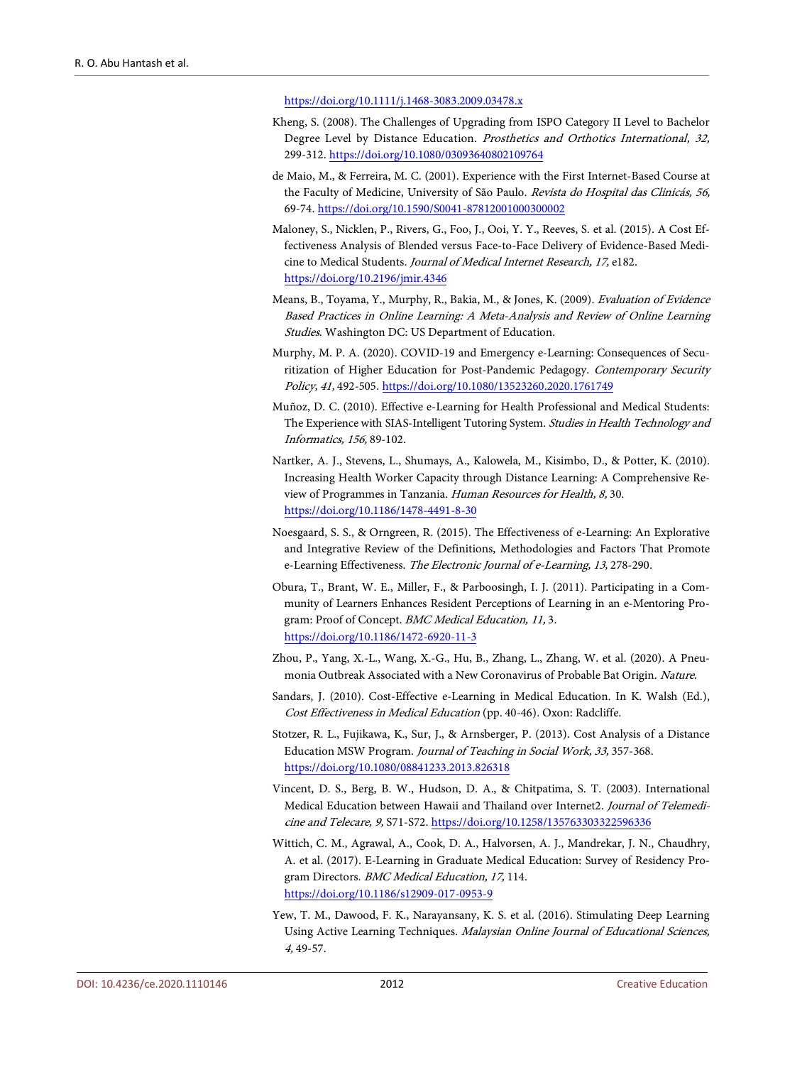https://doi.org/10.1111/j.1468-3083.2009.03478.x

Kheng, S. (2008). The Challenges of Upgrading from ISPO Category II Level to Bachelor Degree Level by Distance Education. *Prosthetics and Orthotics International, 32,* 299-312. https://doi.org/10.1080/03093640802109764

de Maio, M., & Ferreira, M. C. (2001). Experience with the First Internet-Based Course at the Faculty of Medicine, University of São Paulo. *Revista do Hospital das Clinicás, 56,* 69-74. https://doi.org/10.1590/S0041-87812001000300002

Maloney, S., Nicklen, P., Rivers, G., Foo, J., Ooi, Y. Y., Reeves, S. et al. (2015). A Cost Effectiveness Analysis of Blended versus Face-to-Face Delivery of Evidence-Based Medicine to Medical Students. *Journal of Medical Internet Research, 17,* e182. https://doi.org/10.2196/jmir.4346

Means, B., Toyama, Y., Murphy, R., Bakia, M., & Jones, K. (2009). *Evaluation of Evidence Based Practices in Online Learning: A Meta-Analysis and Review of Online Learning Studies.* Washington DC: US Department of Education.

Murphy, M. P. A. (2020). COVID-19 and Emergency e-Learning: Consequences of Securitization of Higher Education for Post-Pandemic Pedagogy. *Contemporary Security Policy, 41,* 492-505. https://doi.org/10.1080/13523260.2020.1761749

Muñoz, D. C. (2010). Effective e-Learning for Health Professional and Medical Students: The Experience with SIAS-Intelligent Tutoring System. *Studies in Health Technology and Informatics, 156,* 89-102.

Nartker, A. J., Stevens, L., Shumays, A., Kalowela, M., Kisimbo, D., & Potter, K. (2010). Increasing Health Worker Capacity through Distance Learning: A Comprehensive Review of Programmes in Tanzania. *Human Resources for Health, 8,* 30. https://doi.org/10.1186/1478-4491-8-30

Noesgaard, S. S., & Orngreen, R. (2015). The Effectiveness of e-Learning: An Explorative and Integrative Review of the Definitions, Methodologies and Factors That Promote e-Learning Effectiveness. *The Electronic Journal of e-Learning, 13,* 278-290.

Obura, T., Brant, W. E., Miller, F., & Parboosingh, I. J. (2011). Participating in a Community of Learners Enhances Resident Perceptions of Learning in an e-Mentoring Program: Proof of Concept. *BMC Medical Education, 11,* 3. https://doi.org/10.1186/1472-6920-11-3

Zhou, P., Yang, X.-L., Wang, X.-G., Hu, B., Zhang, L., Zhang, W. et al. (2020). A Pneumonia Outbreak Associated with a New Coronavirus of Probable Bat Origin. *Nature.*

Sandars, J. (2010). Cost-Effective e-Learning in Medical Education. In K. Walsh (Ed.), *Cost Effectiveness in Medical Education* (pp. 40-46). Oxon: Radcliffe.

Stotzer, R. L., Fujikawa, K., Sur, J., & Arnsberger, P. (2013). Cost Analysis of a Distance Education MSW Program. *Journal of Teaching in Social Work, 33,* 357-368. https://doi.org/10.1080/08841233.2013.826318

Vincent, D. S., Berg, B. W., Hudson, D. A., & Chitpatima, S. T. (2003). International Medical Education between Hawaii and Thailand over Internet2. *Journal of Telemedicine and Telecare, 9,* S71-S72. https://doi.org/10.1258/135763303322596336

Wittich, C. M., Agrawal, A., Cook, D. A., Halvorsen, A. J., Mandrekar, J. N., Chaudhry, A. et al. (2017). E-Learning in Graduate Medical Education: Survey of Residency Program Directors. *BMC Medical Education, 17,* 114. https://doi.org/10.1186/s12909-017-0953-9

Yew, T. M., Dawood, F. K., Narayansany, K. S. et al. (2016). Stimulating Deep Learning Using Active Learning Techniques. *Malaysian Online Journal of Educational Sciences, 4,* 49-57.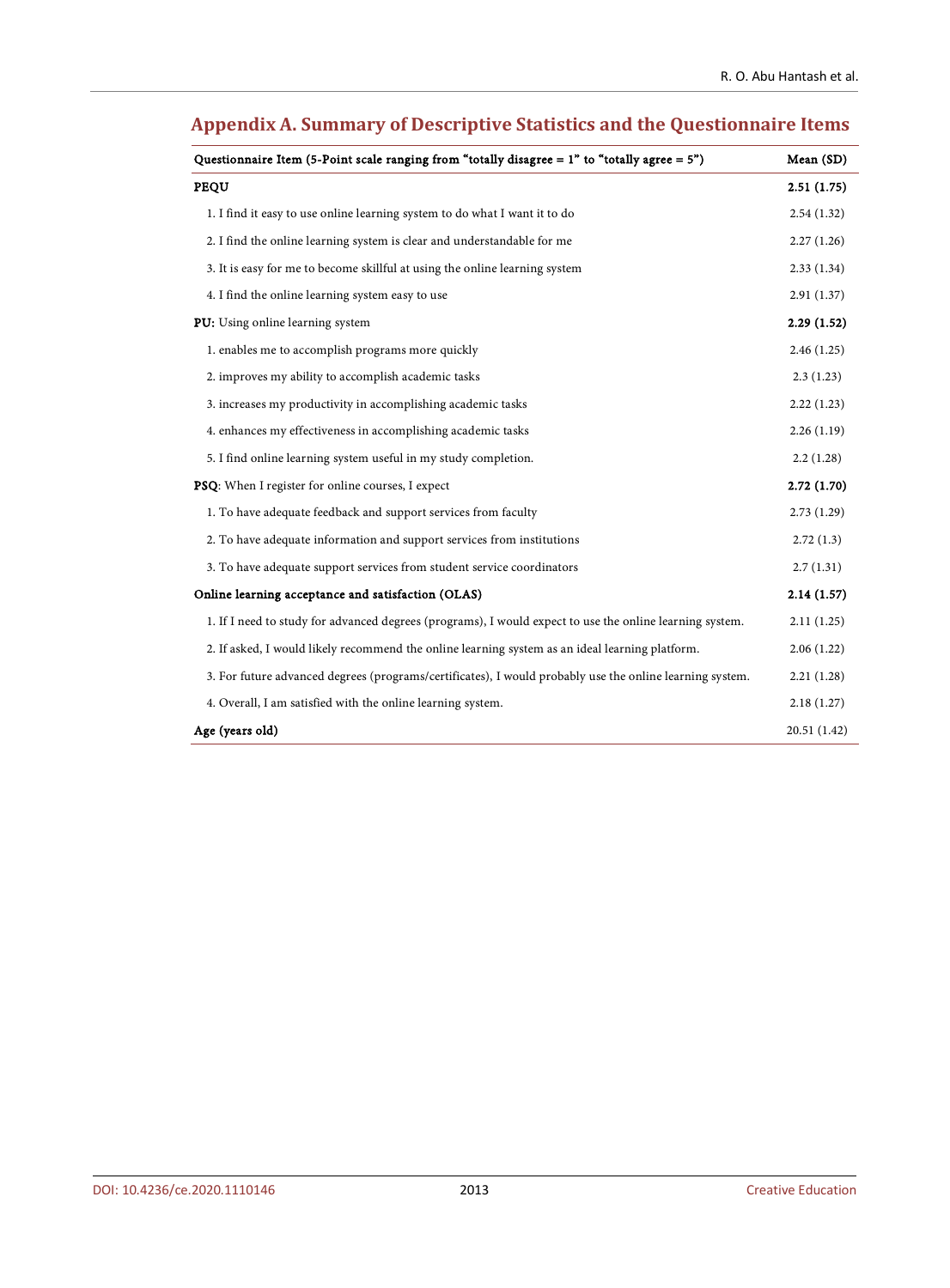## Appendix A. Summary of Descriptive Statistics and the Questionnaire Items

| Questionnaire Item (5-Point scale ranging from "totally disagree = 1" to "totally agree = 5") | Mean (SD) |
|---|---|
| **PEQU** | **2.51 (1.75)** |
| 1. I find it easy to use online learning system to do what I want it to do | 2.54 (1.32) |
| 2. I find the online learning system is clear and understandable for me | 2.27 (1.26) |
| 3. It is easy for me to become skillful at using the online learning system | 2.33 (1.34) |
| 4. I find the online learning system easy to use | 2.91 (1.37) |
| **PU:** Using online learning system | **2.29 (1.52)** |
| 1. enables me to accomplish programs more quickly | 2.46 (1.25) |
| 2. improves my ability to accomplish academic tasks | 2.3 (1.23) |
| 3. increases my productivity in accomplishing academic tasks | 2.22 (1.23) |
| 4. enhances my effectiveness in accomplishing academic tasks | 2.26 (1.19) |
| 5. I find online learning system useful in my study completion. | 2.2 (1.28) |
| **PSQ**: When I register for online courses, I expect | **2.72 (1.70)** |
| 1. To have adequate feedback and support services from faculty | 2.73 (1.29) |
| 2. To have adequate information and support services from institutions | 2.72 (1.3) |
| 3. To have adequate support services from student service coordinators | 2.7 (1.31) |
| **Online learning acceptance and satisfaction (OLAS)** | **2.14 (1.57)** |
| 1. If I need to study for advanced degrees (programs), I would expect to use the online learning system. | 2.11 (1.25) |
| 2. If asked, I would likely recommend the online learning system as an ideal learning platform. | 2.06 (1.22) |
| 3. For future advanced degrees (programs/certificates), I would probably use the online learning system. | 2.21 (1.28) |
| 4. Overall, I am satisfied with the online learning system. | 2.18 (1.27) |
| **Age (years old)** | 20.51 (1.42) |